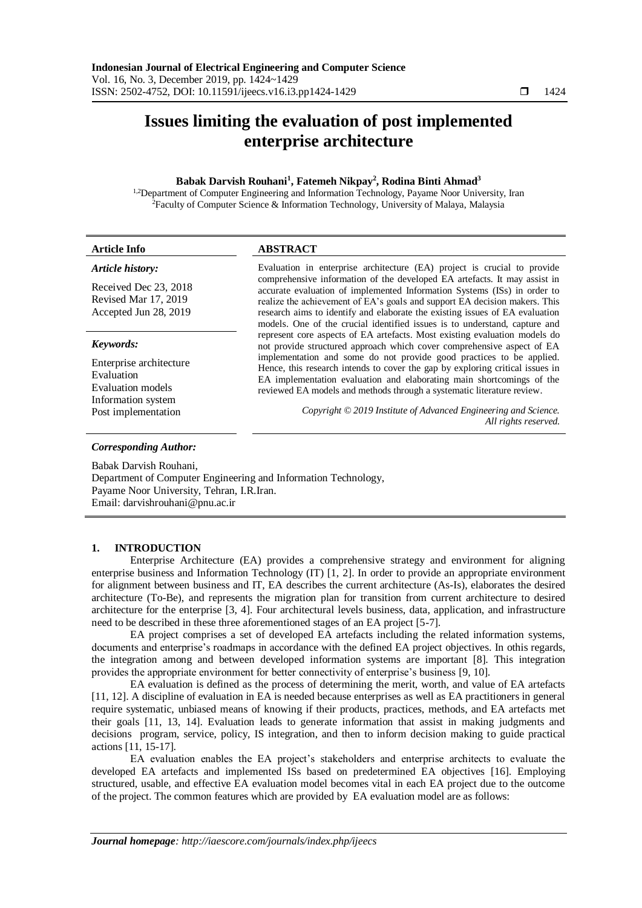# Issues limiting the evaluation of post implemented enterprise architecture

**Babak Darvish Rouhani[1], Fatemeh Nikpay[2], Rodina Binti Ahmad[3]**

[1,2]Department of Computer Engineering and Information Technology, Payame Noor University, Iran
[2]Faculty of Computer Science & Information Technology, University of Malaya, Malaysia

| **Article Info** | **ABSTRACT** |
|---|---|
| ***Article history:*** <br> Received Dec 23, 2018 <br> Revised Mar 17, 2019 <br> Accepted Jun 28, 2019 <br><br> ***Keywords:*** <br> Enterprise architecture <br> Evaluation <br> Evaluation models <br> Information system <br> Post implementation | Evaluation in enterprise architecture (EA) project is crucial to provide comprehensive information of the developed EA artefacts. It may assist in accurate evaluation of implemented Information Systems (ISs) in order to realize the achievement of EA's goals and support EA decision makers. This research aims to identify and elaborate the existing issues of EA evaluation models. One of the crucial identified issues is to understand, capture and represent core aspects of EA artefacts. Most existing evaluation models do not provide structured approach which cover comprehensive aspect of EA implementation and some do not provide good practices to be applied. Hence, this research intends to cover the gap by exploring critical issues in EA implementation evaluation and elaborating main shortcomings of the reviewed EA models and methods through a systematic literature review. <br><br> *Copyright © 2019 Institute of Advanced Engineering and Science. All rights reserved.* |

***Corresponding Author:***

Babak Darvish Rouhani,
Department of Computer Engineering and Information Technology,
Payame Noor University, Tehran, I.R.Iran.
Email: darvishrouhani@pnu.ac.ir

## 1. INTRODUCTION

Enterprise Architecture (EA) provides a comprehensive strategy and environment for aligning enterprise business and Information Technology (IT) [1, 2]. In order to provide an appropriate environment for alignment between business and IT, EA describes the current architecture (As-Is), elaborates the desired architecture (To-Be), and represents the migration plan for transition from current architecture to desired architecture for the enterprise [3, 4]. Four architectural levels business, data, application, and infrastructure need to be described in these three aforementioned stages of an EA project [5-7].

EA project comprises a set of developed EA artefacts including the related information systems, documents and enterprise's roadmaps in accordance with the defined EA project objectives. In othis regards, the integration among and between developed information systems are important [8]. This integration provides the appropriate environment for better connectivity of enterprise's business [9, 10].

EA evaluation is defined as the process of determining the merit, worth, and value of EA artefacts [11, 12]. A discipline of evaluation in EA is needed because enterprises as well as EA practitioners in general require systematic, unbiased means of knowing if their products, practices, methods, and EA artefacts met their goals [11, 13, 14]. Evaluation leads to generate information that assist in making judgments and decisions program, service, policy, IS integration, and then to inform decision making to guide practical actions [11, 15-17].

EA evaluation enables the EA project's stakeholders and enterprise architects to evaluate the developed EA artefacts and implemented ISs based on predetermined EA objectives [16]. Employing structured, usable, and effective EA evaluation model becomes vital in each EA project due to the outcome of the project. The common features which are provided by EA evaluation model are as follows: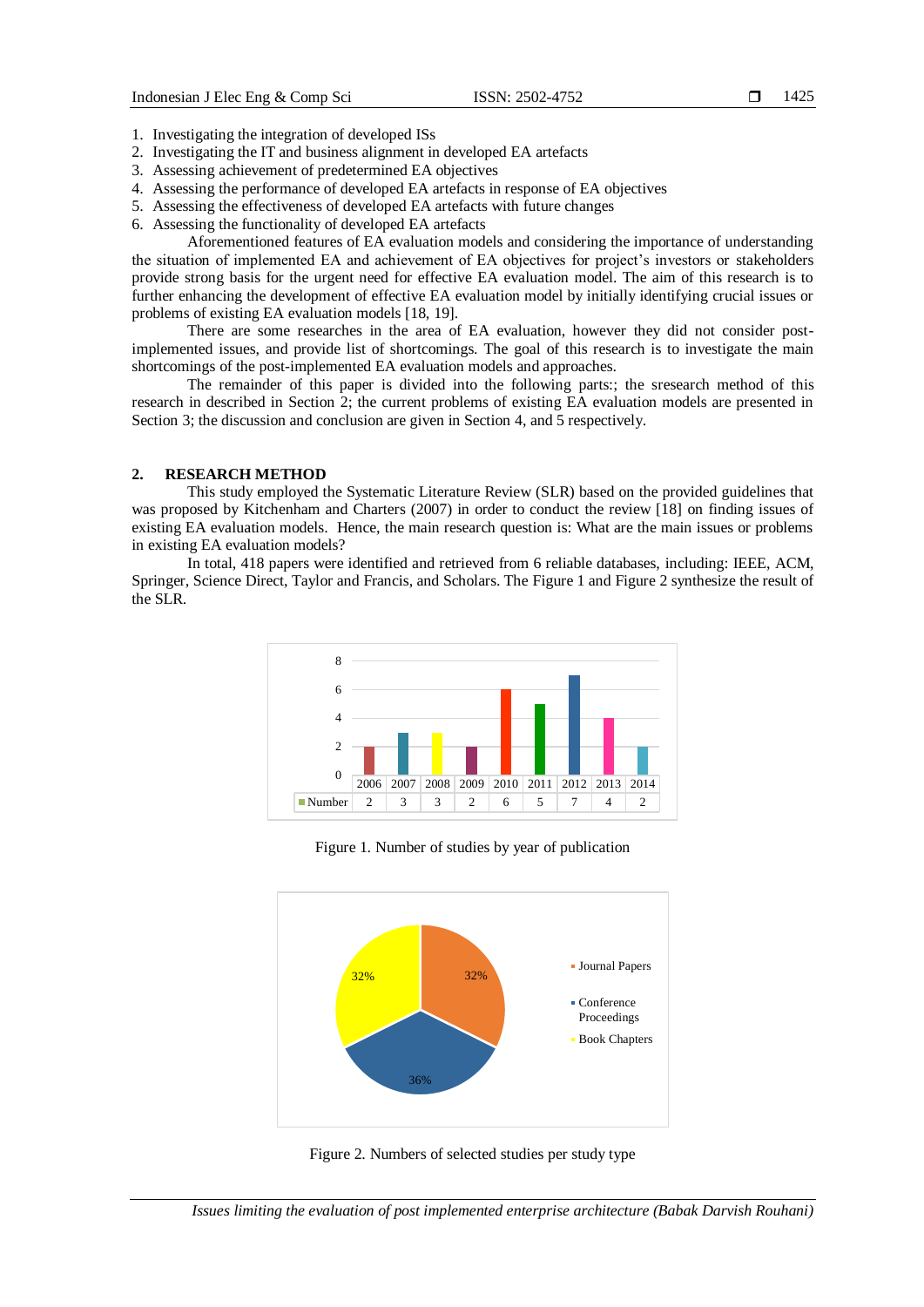1. Investigating the integration of developed ISs
2. Investigating the IT and business alignment in developed EA artefacts
3. Assessing achievement of predetermined EA objectives
4. Assessing the performance of developed EA artefacts in response of EA objectives
5. Assessing the effectiveness of developed EA artefacts with future changes
6. Assessing the functionality of developed EA artefacts

Aforementioned features of EA evaluation models and considering the importance of understanding the situation of implemented EA and achievement of EA objectives for project's investors or stakeholders provide strong basis for the urgent need for effective EA evaluation model. The aim of this research is to further enhancing the development of effective EA evaluation model by initially identifying crucial issues or problems of existing EA evaluation models [18, 19].

There are some researches in the area of EA evaluation, however they did not consider post-implemented issues, and provide list of shortcomings. The goal of this research is to investigate the main shortcomings of the post-implemented EA evaluation models and approaches.

The remainder of this paper is divided into the following parts:; the sresearch method of this research in described in Section 2; the current problems of existing EA evaluation models are presented in Section 3; the discussion and conclusion are given in Section 4, and 5 respectively.

## 2. RESEARCH METHOD

This study employed the Systematic Literature Review (SLR) based on the provided guidelines that was proposed by Kitchenham and Charters (2007) in order to conduct the review [18] on finding issues of existing EA evaluation models. Hence, the main research question is: What are the main issues or problems in existing EA evaluation models?

In total, 418 papers were identified and retrieved from 6 reliable databases, including: IEEE, ACM, Springer, Science Direct, Taylor and Francis, and Scholars. The Figure 1 and Figure 2 synthesize the result of the SLR.

| | 2006 | 2007 | 2008 | 2009 | 2010 | 2011 | 2012 | 2013 | 2014 |
|---|---|---|---|---|---|---|---|---|---|
| Number | 2 | 3 | 3 | 2 | 6 | 5 | 7 | 4 | 2 |

Figure 1. Number of studies by year of publication

| Study type | Percentage |
|---|---|
| Journal Papers | 32% |
| Conference Proceedings | 36% |
| Book Chapters | 32% |

Figure 2. Numbers of selected studies per study type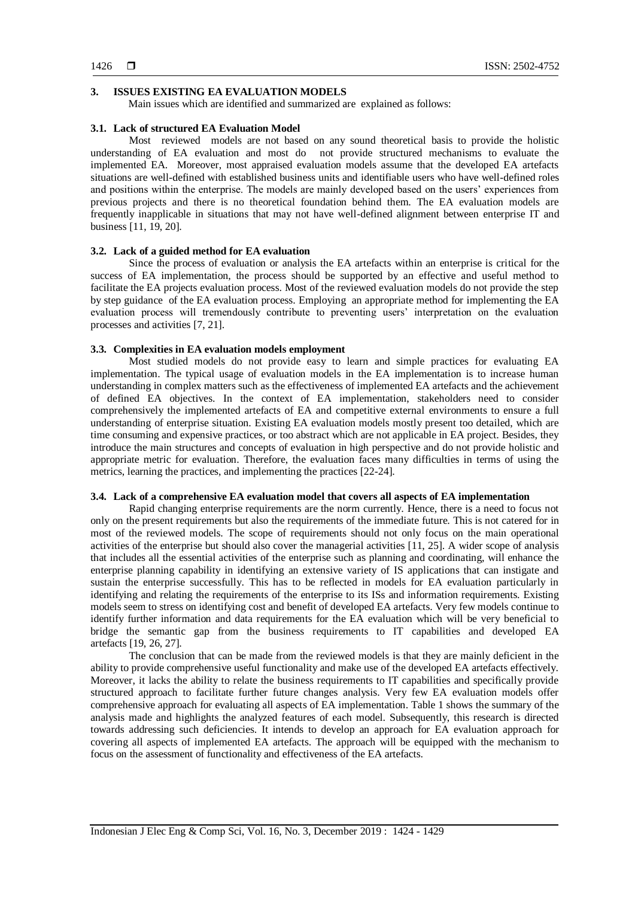## 3. ISSUES EXISTING EA EVALUATION MODELS

Main issues which are identified and summarized are explained as follows:

### 3.1. Lack of structured EA Evaluation Model

Most reviewed models are not based on any sound theoretical basis to provide the holistic understanding of EA evaluation and most do not provide structured mechanisms to evaluate the implemented EA. Moreover, most appraised evaluation models assume that the developed EA artefacts situations are well-defined with established business units and identifiable users who have well-defined roles and positions within the enterprise. The models are mainly developed based on the users' experiences from previous projects and there is no theoretical foundation behind them. The EA evaluation models are frequently inapplicable in situations that may not have well-defined alignment between enterprise IT and business [11, 19, 20].

### 3.2. Lack of a guided method for EA evaluation

Since the process of evaluation or analysis the EA artefacts within an enterprise is critical for the success of EA implementation, the process should be supported by an effective and useful method to facilitate the EA projects evaluation process. Most of the reviewed evaluation models do not provide the step by step guidance of the EA evaluation process. Employing an appropriate method for implementing the EA evaluation process will tremendously contribute to preventing users' interpretation on the evaluation processes and activities [7, 21].

### 3.3. Complexities in EA evaluation models employment

Most studied models do not provide easy to learn and simple practices for evaluating EA implementation. The typical usage of evaluation models in the EA implementation is to increase human understanding in complex matters such as the effectiveness of implemented EA artefacts and the achievement of defined EA objectives. In the context of EA implementation, stakeholders need to consider comprehensively the implemented artefacts of EA and competitive external environments to ensure a full understanding of enterprise situation. Existing EA evaluation models mostly present too detailed, which are time consuming and expensive practices, or too abstract which are not applicable in EA project. Besides, they introduce the main structures and concepts of evaluation in high perspective and do not provide holistic and appropriate metric for evaluation. Therefore, the evaluation faces many difficulties in terms of using the metrics, learning the practices, and implementing the practices [22-24].

### 3.4. Lack of a comprehensive EA evaluation model that covers all aspects of EA implementation

Rapid changing enterprise requirements are the norm currently. Hence, there is a need to focus not only on the present requirements but also the requirements of the immediate future. This is not catered for in most of the reviewed models. The scope of requirements should not only focus on the main operational activities of the enterprise but should also cover the managerial activities [11, 25]. A wider scope of analysis that includes all the essential activities of the enterprise such as planning and coordinating, will enhance the enterprise planning capability in identifying an extensive variety of IS applications that can instigate and sustain the enterprise successfully. This has to be reflected in models for EA evaluation particularly in identifying and relating the requirements of the enterprise to its ISs and information requirements. Existing models seem to stress on identifying cost and benefit of developed EA artefacts. Very few models continue to identify further information and data requirements for the EA evaluation which will be very beneficial to bridge the semantic gap from the business requirements to IT capabilities and developed EA artefacts [19, 26, 27].

The conclusion that can be made from the reviewed models is that they are mainly deficient in the ability to provide comprehensive useful functionality and make use of the developed EA artefacts effectively. Moreover, it lacks the ability to relate the business requirements to IT capabilities and specifically provide structured approach to facilitate further future changes analysis. Very few EA evaluation models offer comprehensive approach for evaluating all aspects of EA implementation. Table 1 shows the summary of the analysis made and highlights the analyzed features of each model. Subsequently, this research is directed towards addressing such deficiencies. It intends to develop an approach for EA evaluation approach for covering all aspects of implemented EA artefacts. The approach will be equipped with the mechanism to focus on the assessment of functionality and effectiveness of the EA artefacts.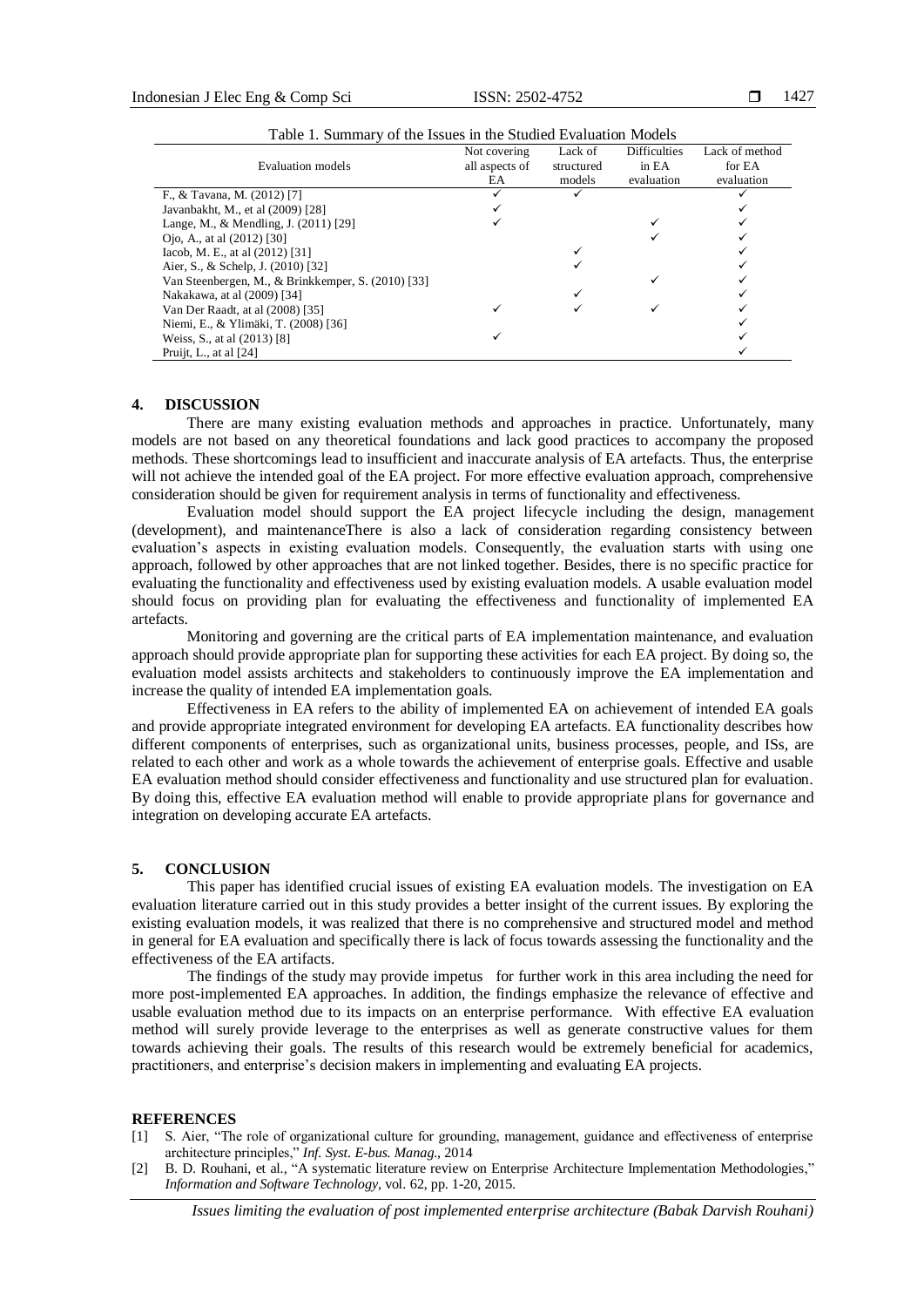Table 1. Summary of the Issues in the Studied Evaluation Models

| Evaluation models | Not covering all aspects of EA | Lack of structured models | Difficulties in EA evaluation | Lack of method for EA evaluation |
|---|---|---|---|---|
| F., & Tavana, M. (2012) [7] | ✓ | ✓ | | ✓ |
| Javanbakht, M., et al (2009) [28] | ✓ | | | ✓ |
| Lange, M., & Mendling, J. (2011) [29] | ✓ | | ✓ | ✓ |
| Ojo, A., at al (2012) [30] | | | ✓ | ✓ |
| Iacob, M. E., at al (2012) [31] | | ✓ | | ✓ |
| Aier, S., & Schelp, J. (2010) [32] | | ✓ | | ✓ |
| Van Steenbergen, M., & Brinkkemper, S. (2010) [33] | | | ✓ | ✓ |
| Nakakawa, at al (2009) [34] | | ✓ | | ✓ |
| Van Der Raadt, at al (2008) [35] | ✓ | ✓ | ✓ | ✓ |
| Niemi, E., & Ylimäki, T. (2008) [36] | | | | ✓ |
| Weiss, S., at al (2013) [8] | ✓ | | | ✓ |
| Pruijt, L., at al [24] | | | | ✓ |

## 4. DISCUSSION

There are many existing evaluation methods and approaches in practice. Unfortunately, many models are not based on any theoretical foundations and lack good practices to accompany the proposed methods. These shortcomings lead to insufficient and inaccurate analysis of EA artefacts. Thus, the enterprise will not achieve the intended goal of the EA project. For more effective evaluation approach, comprehensive consideration should be given for requirement analysis in terms of functionality and effectiveness.

Evaluation model should support the EA project lifecycle including the design, management (development), and maintenanceThere is also a lack of consideration regarding consistency between evaluation's aspects in existing evaluation models. Consequently, the evaluation starts with using one approach, followed by other approaches that are not linked together. Besides, there is no specific practice for evaluating the functionality and effectiveness used by existing evaluation models. A usable evaluation model should focus on providing plan for evaluating the effectiveness and functionality of implemented EA artefacts.

Monitoring and governing are the critical parts of EA implementation maintenance, and evaluation approach should provide appropriate plan for supporting these activities for each EA project. By doing so, the evaluation model assists architects and stakeholders to continuously improve the EA implementation and increase the quality of intended EA implementation goals.

Effectiveness in EA refers to the ability of implemented EA on achievement of intended EA goals and provide appropriate integrated environment for developing EA artefacts. EA functionality describes how different components of enterprises, such as organizational units, business processes, people, and ISs, are related to each other and work as a whole towards the achievement of enterprise goals. Effective and usable EA evaluation method should consider effectiveness and functionality and use structured plan for evaluation. By doing this, effective EA evaluation method will enable to provide appropriate plans for governance and integration on developing accurate EA artefacts.

## 5. CONCLUSION

This paper has identified crucial issues of existing EA evaluation models. The investigation on EA evaluation literature carried out in this study provides a better insight of the current issues. By exploring the existing evaluation models, it was realized that there is no comprehensive and structured model and method in general for EA evaluation and specifically there is lack of focus towards assessing the functionality and the effectiveness of the EA artifacts.

The findings of the study may provide impetus for further work in this area including the need for more post-implemented EA approaches. In addition, the findings emphasize the relevance of effective and usable evaluation method due to its impacts on an enterprise performance. With effective EA evaluation method will surely provide leverage to the enterprises as well as generate constructive values for them towards achieving their goals. The results of this research would be extremely beneficial for academics, practitioners, and enterprise's decision makers in implementing and evaluating EA projects.

## REFERENCES

[1] S. Aier, "The role of organizational culture for grounding, management, guidance and effectiveness of enterprise architecture principles," *Inf. Syst. E-bus. Manag.*, 2014

[2] B. D. Rouhani, et al., "A systematic literature review on Enterprise Architecture Implementation Methodologies," *Information and Software Technology*, vol. 62, pp. 1-20, 2015.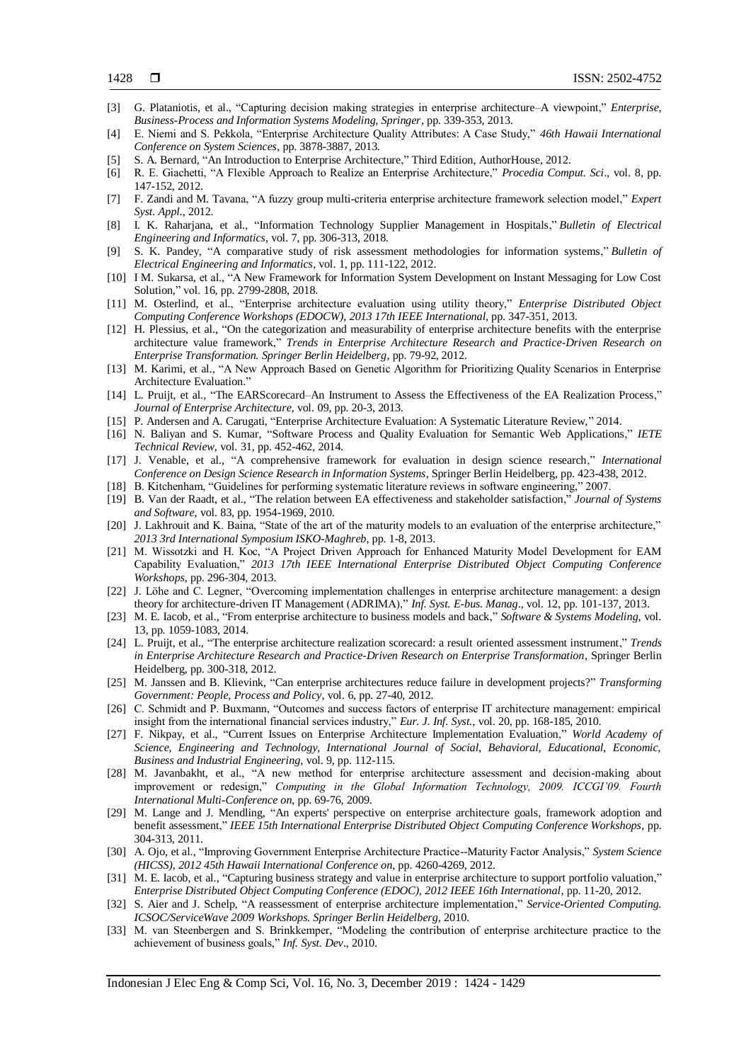[3] G. Plataniotis, et al., "Capturing decision making strategies in enterprise architecture–A viewpoint," *Enterprise, Business-Process and Information Systems Modeling, Springer*, pp. 339-353, 2013.

[4] E. Niemi and S. Pekkola, "Enterprise Architecture Quality Attributes: A Case Study," *46th Hawaii International Conference on System Sciences*, pp. 3878-3887, 2013.

[5] S. A. Bernard, "An Introduction to Enterprise Architecture," Third Edition, AuthorHouse, 2012.

[6] R. E. Giachetti, "A Flexible Approach to Realize an Enterprise Architecture," *Procedia Comput. Sci*., vol. 8, pp. 147-152, 2012.

[7] F. Zandi and M. Tavana, "A fuzzy group multi-criteria enterprise architecture framework selection model," *Expert Syst. Appl.*, 2012.

[8] I. K. Raharjana, et al., "Information Technology Supplier Management in Hospitals," *Bulletin of Electrical Engineering and Informatics*, vol. 7, pp. 306-313, 2018.

[9] S. K. Pandey, "A comparative study of risk assessment methodologies for information systems," *Bulletin of Electrical Engineering and Informatics*, vol. 1, pp. 111-122, 2012.

[10] I M. Sukarsa, et al., "A New Framework for Information System Development on Instant Messaging for Low Cost Solution," vol. 16, pp. 2799-2808, 2018.

[11] M. Osterlind, et al., "Enterprise architecture evaluation using utility theory," *Enterprise Distributed Object Computing Conference Workshops (EDOCW), 2013 17th IEEE International*, pp. 347-351, 2013.

[12] H. Plessius, et al., "On the categorization and measurability of enterprise architecture benefits with the enterprise architecture value framework," *Trends in Enterprise Architecture Research and Practice-Driven Research on Enterprise Transformation. Springer Berlin Heidelberg*, pp. 79-92, 2012.

[13] M. Karimi, et al., "A New Approach Based on Genetic Algorithm for Prioritizing Quality Scenarios in Enterprise Architecture Evaluation."

[14] L. Pruijt, et al., "The EARScorecard–An Instrument to Assess the Effectiveness of the EA Realization Process," *Journal of Enterprise Architecture*, vol. 09, pp. 20-3, 2013.

[15] P. Andersen and A. Carugati, "Enterprise Architecture Evaluation: A Systematic Literature Review," 2014.

[16] N. Baliyan and S. Kumar, "Software Process and Quality Evaluation for Semantic Web Applications," *IETE Technical Review*, vol. 31, pp. 452-462, 2014.

[17] J. Venable, et al., "A comprehensive framework for evaluation in design science research," *International Conference on Design Science Research in Information Systems*, Springer Berlin Heidelberg, pp. 423-438, 2012.

[18] B. Kitchenham, "Guidelines for performing systematic literature reviews in software engineering," 2007.

[19] B. Van der Raadt, et al., "The relation between EA effectiveness and stakeholder satisfaction," *Journal of Systems and Software*, vol. 83, pp. 1954-1969, 2010.

[20] J. Lakhrouit and K. Baina, "State of the art of the maturity models to an evaluation of the enterprise architecture," *2013 3rd International Symposium ISKO-Maghreb*, pp. 1-8, 2013.

[21] M. Wissotzki and H. Koc, "A Project Driven Approach for Enhanced Maturity Model Development for EAM Capability Evaluation," *2013 17th IEEE International Enterprise Distributed Object Computing Conference Workshops*, pp. 296-304, 2013.

[22] J. Löhe and C. Legner, "Overcoming implementation challenges in enterprise architecture management: a design theory for architecture-driven IT Management (ADRIMA)," *Inf. Syst. E-bus. Manag*., vol. 12, pp. 101-137, 2013.

[23] M. E. Iacob, et al., "From enterprise architecture to business models and back," *Software & Systems Modeling*, vol. 13, pp. 1059-1083, 2014.

[24] L. Pruijt, et al., "The enterprise architecture realization scorecard: a result oriented assessment instrument," *Trends in Enterprise Architecture Research and Practice-Driven Research on Enterprise Transformation*, Springer Berlin Heidelberg, pp. 300-318, 2012.

[25] M. Janssen and B. Klievink, "Can enterprise architectures reduce failure in development projects?" *Transforming Government: People, Process and Policy*, vol. 6, pp. 27-40, 2012.

[26] C. Schmidt and P. Buxmann, "Outcomes and success factors of enterprise IT architecture management: empirical insight from the international financial services industry," *Eur. J. Inf. Syst.*, vol. 20, pp. 168-185, 2010.

[27] F. Nikpay, et al., "Current Issues on Enterprise Architecture Implementation Evaluation," *World Academy of Science, Engineering and Technology, International Journal of Social, Behavioral, Educational, Economic, Business and Industrial Engineering*, vol. 9, pp. 112-115.

[28] M. Javanbakht, et al., "A new method for enterprise architecture assessment and decision-making about improvement or redesign," *Computing in the Global Information Technology, 2009. ICCGI'09. Fourth International Multi-Conference on*, pp. 69-76, 2009.

[29] M. Lange and J. Mendling, "An experts' perspective on enterprise architecture goals, framework adoption and benefit assessment," *IEEE 15th International Enterprise Distributed Object Computing Conference Workshops*, pp. 304-313, 2011.

[30] A. Ojo, et al., "Improving Government Enterprise Architecture Practice--Maturity Factor Analysis," *System Science (HICSS), 2012 45th Hawaii International Conference on*, pp. 4260-4269, 2012.

[31] M. E. Iacob, et al., "Capturing business strategy and value in enterprise architecture to support portfolio valuation," *Enterprise Distributed Object Computing Conference (EDOC), 2012 IEEE 16th International*, pp. 11-20, 2012.

[32] S. Aier and J. Schelp, "A reassessment of enterprise architecture implementation," *Service-Oriented Computing. ICSOC/ServiceWave 2009 Workshops. Springer Berlin Heidelberg*, 2010.

[33] M. van Steenbergen and S. Brinkkemper, "Modeling the contribution of enterprise architecture practice to the achievement of business goals," *Inf. Syst. Dev*., 2010.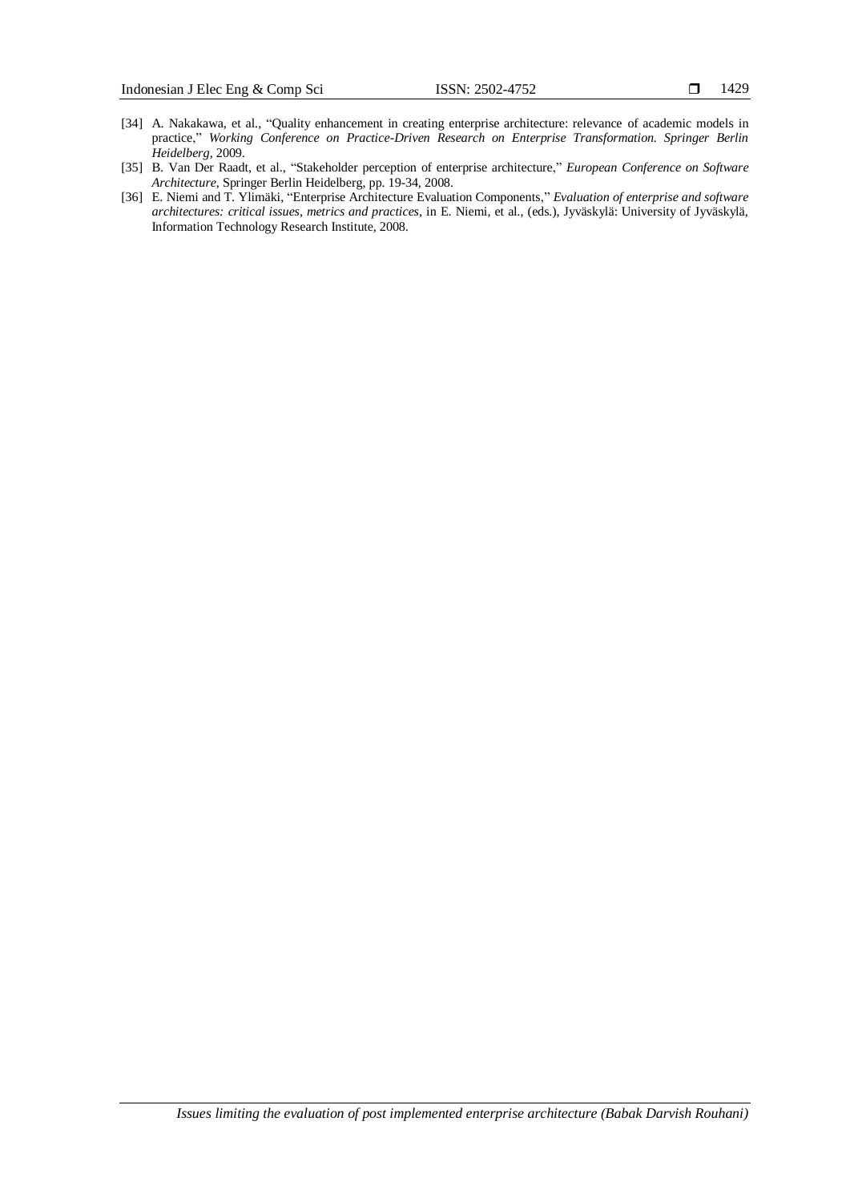[34] A. Nakakawa, et al., "Quality enhancement in creating enterprise architecture: relevance of academic models in practice," *Working Conference on Practice-Driven Research on Enterprise Transformation. Springer Berlin Heidelberg*, 2009.

[35] B. Van Der Raadt, et al., "Stakeholder perception of enterprise architecture," *European Conference on Software Architecture*, Springer Berlin Heidelberg, pp. 19-34, 2008.

[36] E. Niemi and T. Ylimäki, "Enterprise Architecture Evaluation Components," *Evaluation of enterprise and software architectures: critical issues, metrics and practices*, in E. Niemi, et al., (eds.), Jyväskylä: University of Jyväskylä, Information Technology Research Institute, 2008.